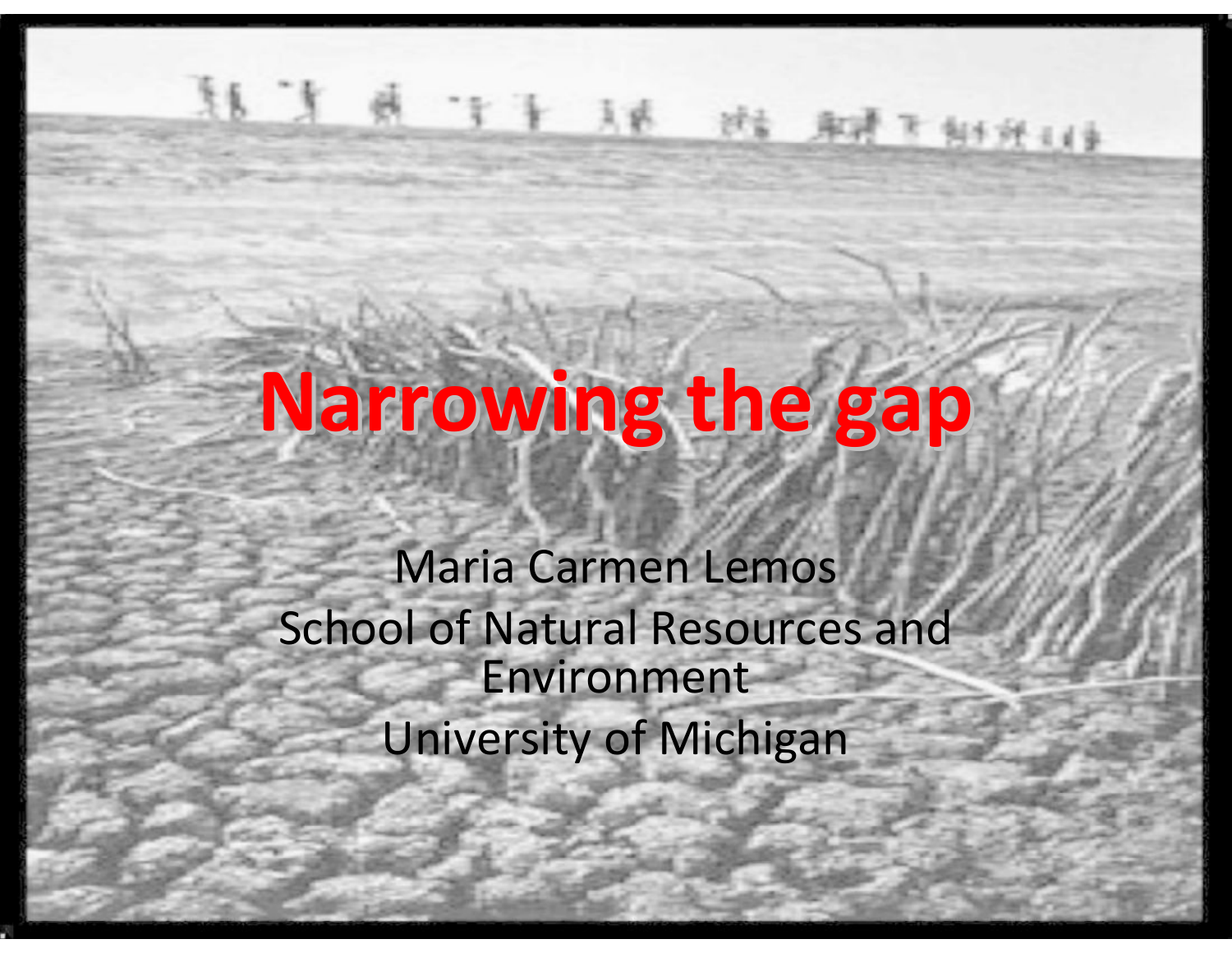# Narrowing the gap

Maria Carmen Lemos

School of Natural Resources and Environment

University of Michigan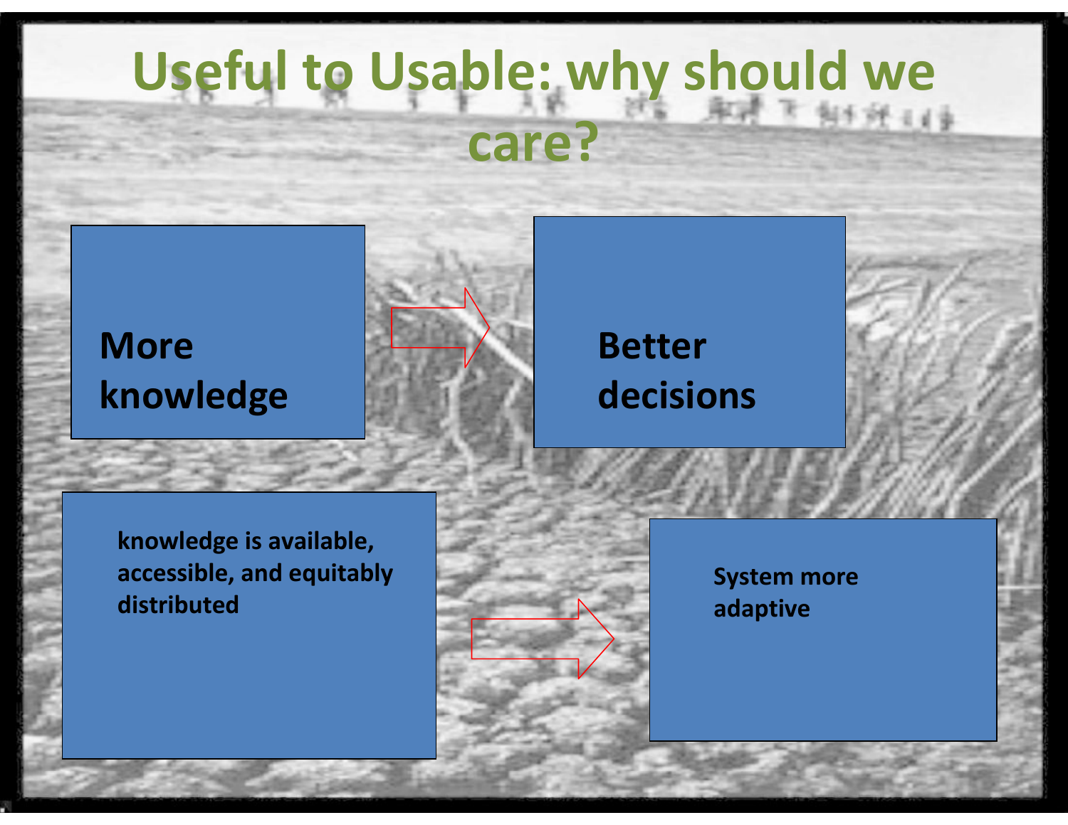# Useful to Usable: why should we care?

**More knowledge** → **Better decisions**

**knowledge is available, accessible, and equitably distributed** → **System more adaptive**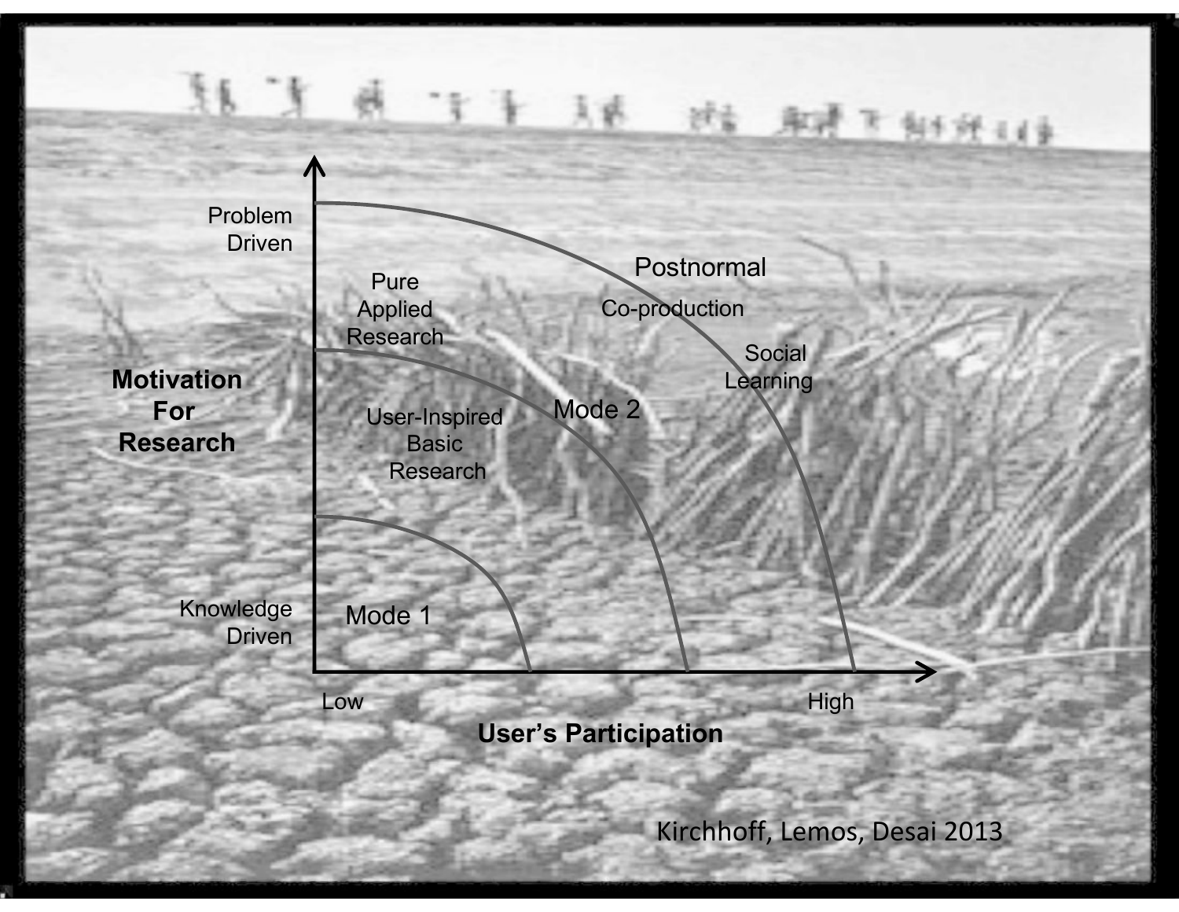Problem Driven

Pure Applied Research

Postnormal

Co-production

Social Learning

Motivation For Research

User-Inspired Basic Research

Mode 2

Knowledge Driven

Mode 1

Low

High

User's Participation

Kirchhoff, Lemos, Desai 2013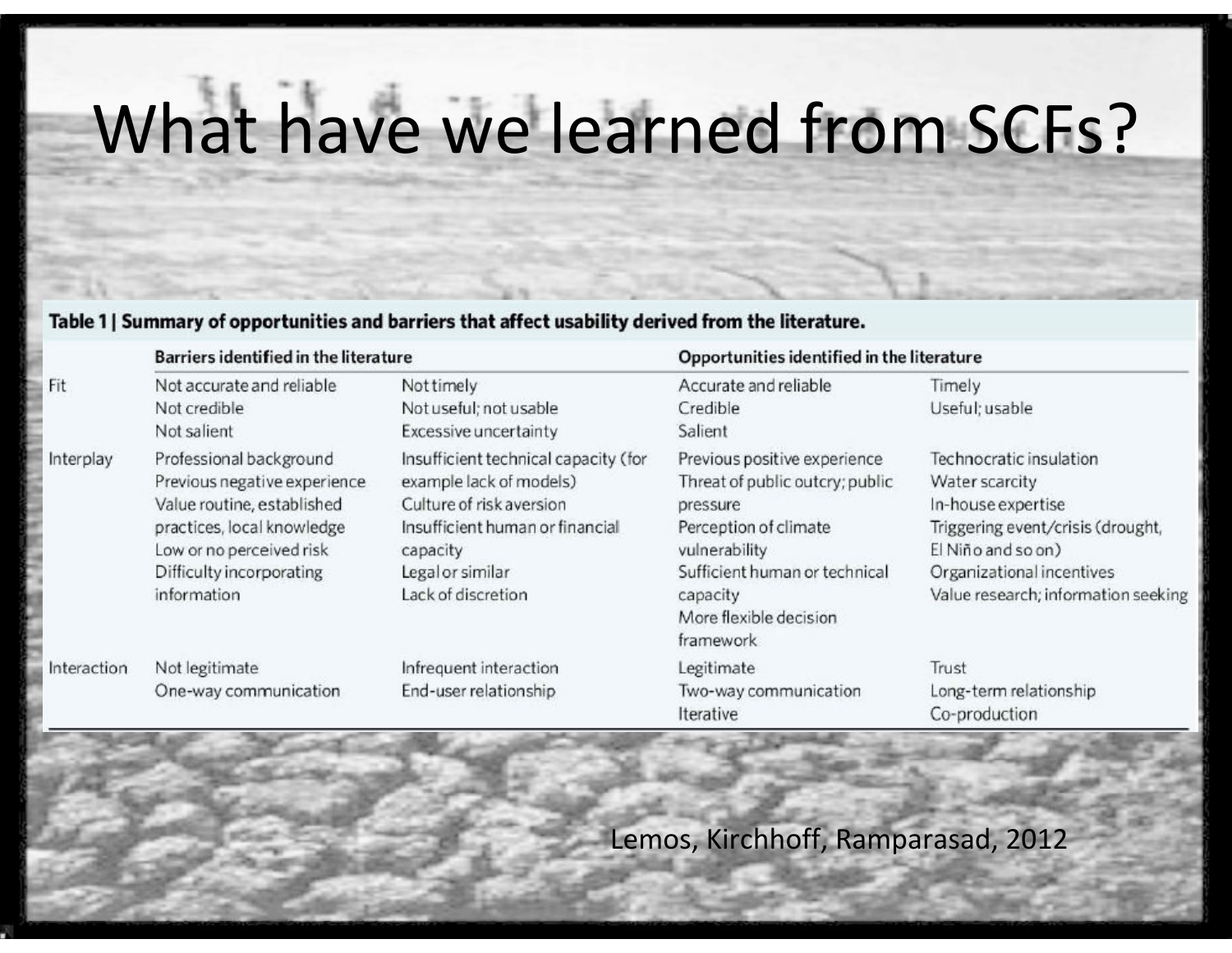# What have we learned from SCFs?

**Table 1 | Summary of opportunities and barriers that affect usability derived from the literature.**

| | Barriers identified in the literature | | Opportunities identified in the literature | |
|---|---|---|---|---|
| Fit | Not accurate and reliable<br>Not credible<br>Not salient | Not timely<br>Not useful; not usable<br>Excessive uncertainty | Accurate and reliable<br>Credible<br>Salient | Timely<br>Useful; usable |
| Interplay | Professional background<br>Previous negative experience<br>Value routine, established practices, local knowledge<br>Low or no perceived risk<br>Difficulty incorporating information | Insufficient technical capacity (for example lack of models)<br>Culture of risk aversion<br>Insufficient human or financial capacity<br>Legal or similar<br>Lack of discretion | Previous positive experience<br>Threat of public outcry; public pressure<br>Perception of climate vulnerability<br>Sufficient human or technical capacity<br>More flexible decision framework | Technocratic insulation<br>Water scarcity<br>In-house expertise<br>Triggering event/crisis (drought, El Niño and so on)<br>Organizational incentives<br>Value research; information seeking |
| Interaction | Not legitimate<br>One-way communication | Infrequent interaction<br>End-user relationship | Legitimate<br>Two-way communication<br>Iterative | Trust<br>Long-term relationship<br>Co-production |

Lemos, Kirchhoff, Ramparasad, 2012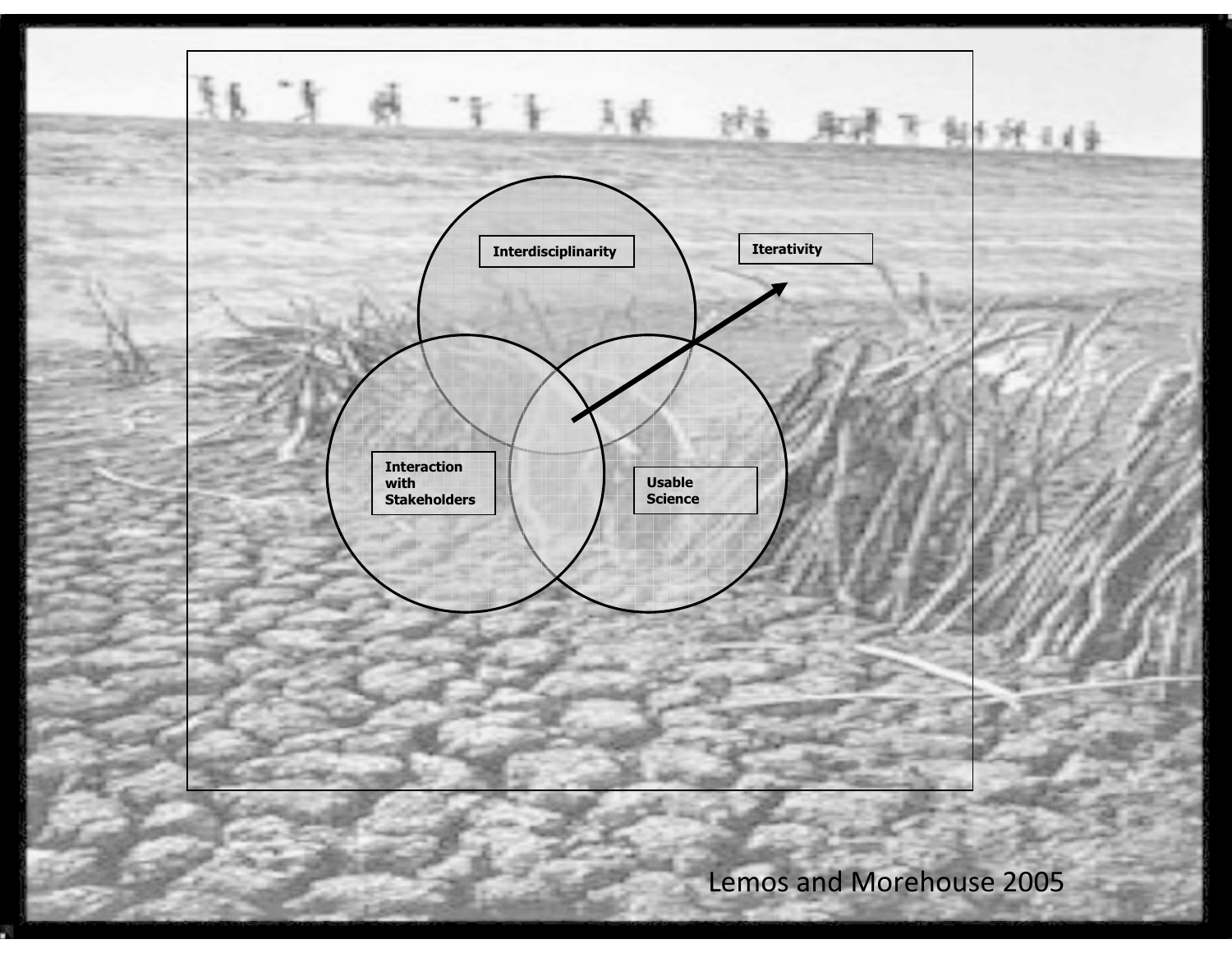Interdisciplinarity

Iterativity

Interaction with Stakeholders

Usable Science

Lemos and Morehouse 2005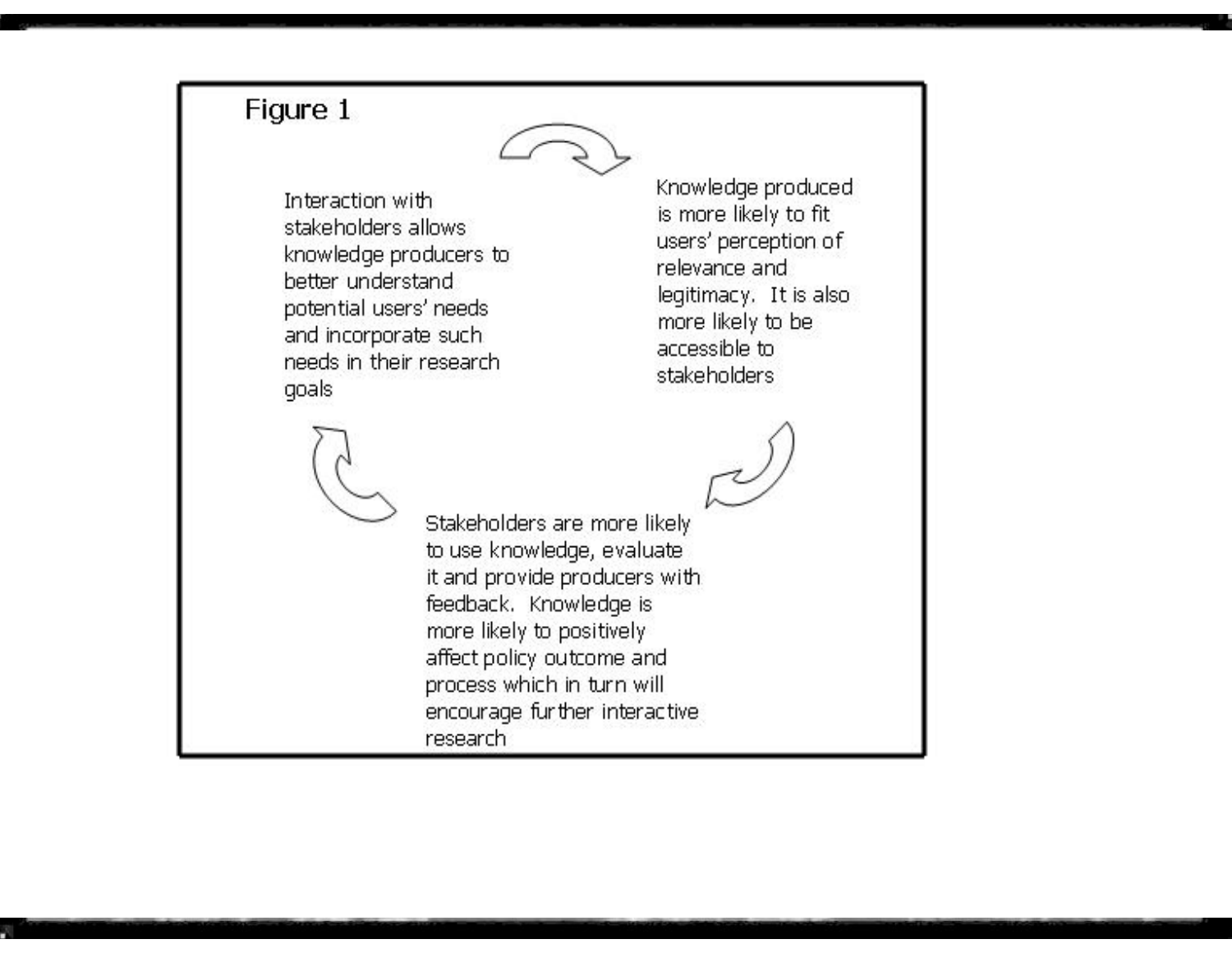Figure 1

Interaction with stakeholders allows knowledge producers to better understand potential users' needs and incorporate such needs in their research goals

Knowledge produced is more likely to fit users' perception of relevance and legitimacy. It is also more likely to be accessible to stakeholders

Stakeholders are more likely to use knowledge, evaluate it and provide producers with feedback. Knowledge is more likely to positively affect policy outcome and process which in turn will encourage further interactive research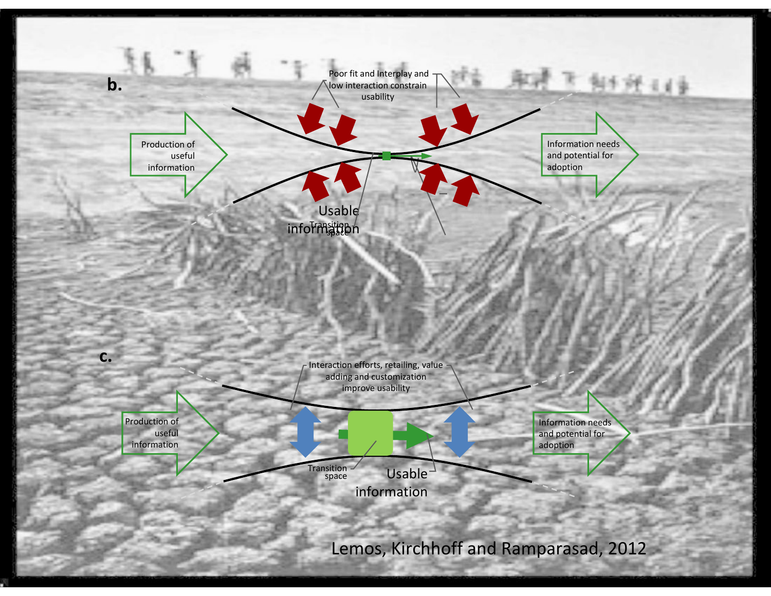**b.**

Poor fit and Interplay and low interaction constrain usability

Production of useful information

Information needs and potential for adoption

Usable information

Transition space

**c.**

Interaction efforts, retailing, value adding and customization improve usability

Production of useful information

Information needs and potential for adoption

Transition space

Usable information

Lemos, Kirchhoff and Ramparasad, 2012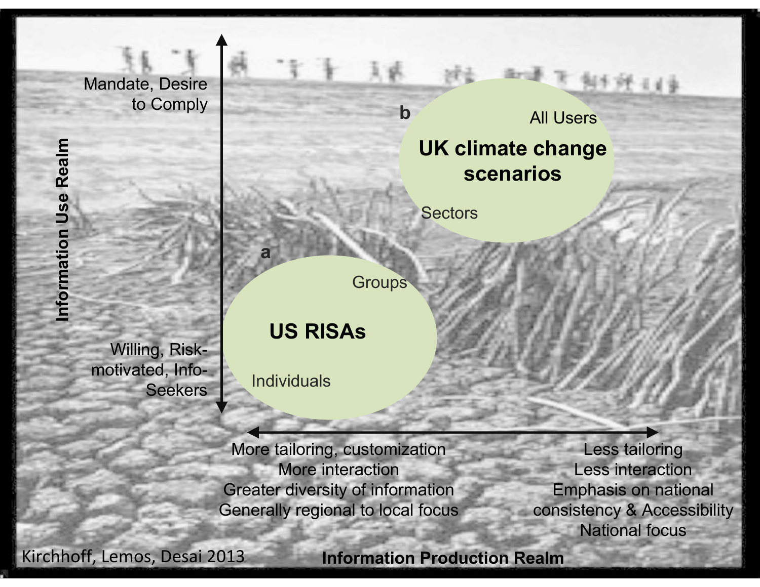Mandate, Desire to Comply

Information Use Realm

Willing, Risk-motivated, Info-Seekers

b

All Users

UK climate change scenarios

Sectors

a

Groups

US RISAs

Individuals

More tailoring, customization
More interaction
Greater diversity of information
Generally regional to local focus

Less tailoring
Less interaction
Emphasis on national consistency & Accessibility
National focus

Information Production Realm

Kirchhoff, Lemos, Desai 2013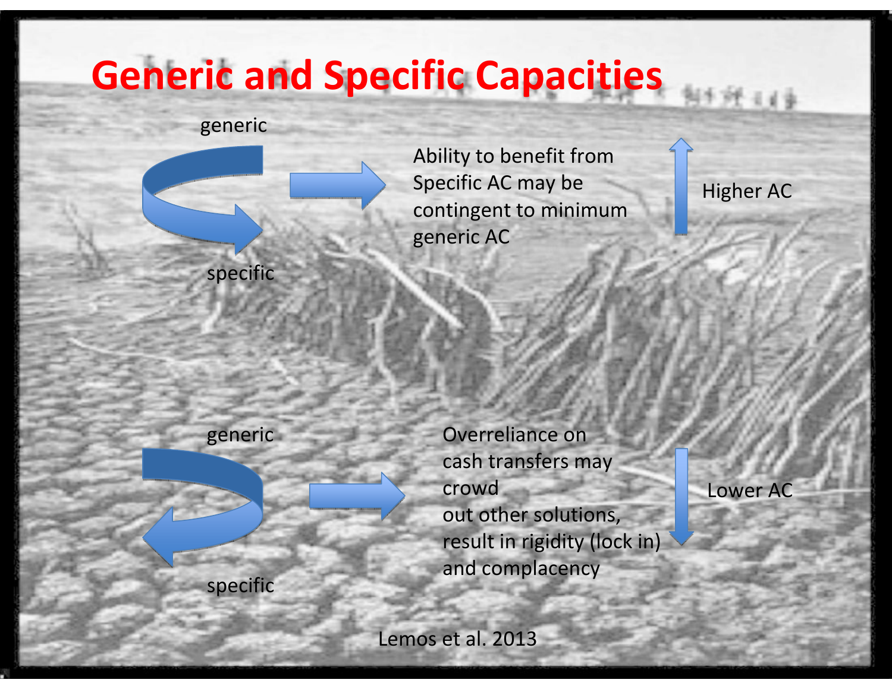# Generic and Specific Capacities

generic

specific

Ability to benefit from Specific AC may be contingent to minimum generic AC

Higher AC

generic

specific

Overreliance on cash transfers may crowd out other solutions, result in rigidity (lock in) and complacency

Lower AC

Lemos et al. 2013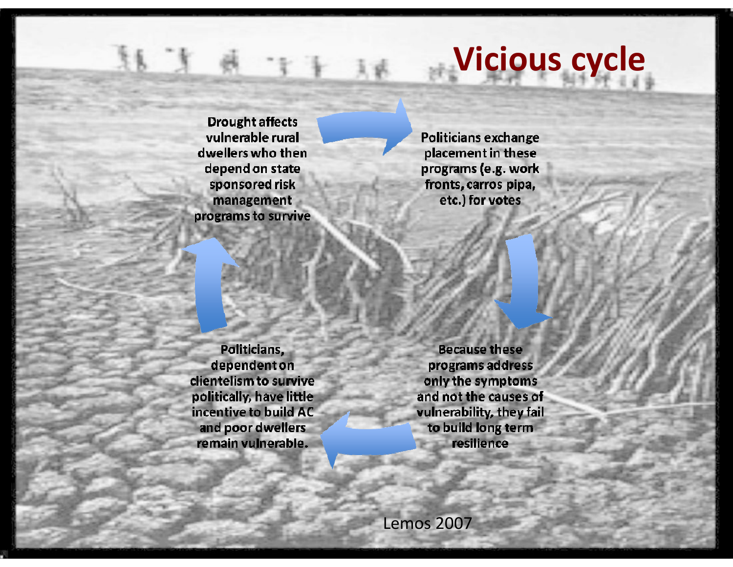# Vicious cycle

Drought affects vulnerable rural dwellers who then depend on state sponsored risk management programs to survive

Politicians exchange placement in these programs (e.g. work fronts, carros pipa, etc.) for votes

Because these programs address only the symptoms and not the causes of vulnerability, they fail to build long term resilience

Politicians, dependent on clientelism to survive politically, have little incentive to build AC and poor dwellers remain vulnerable.

Lemos 2007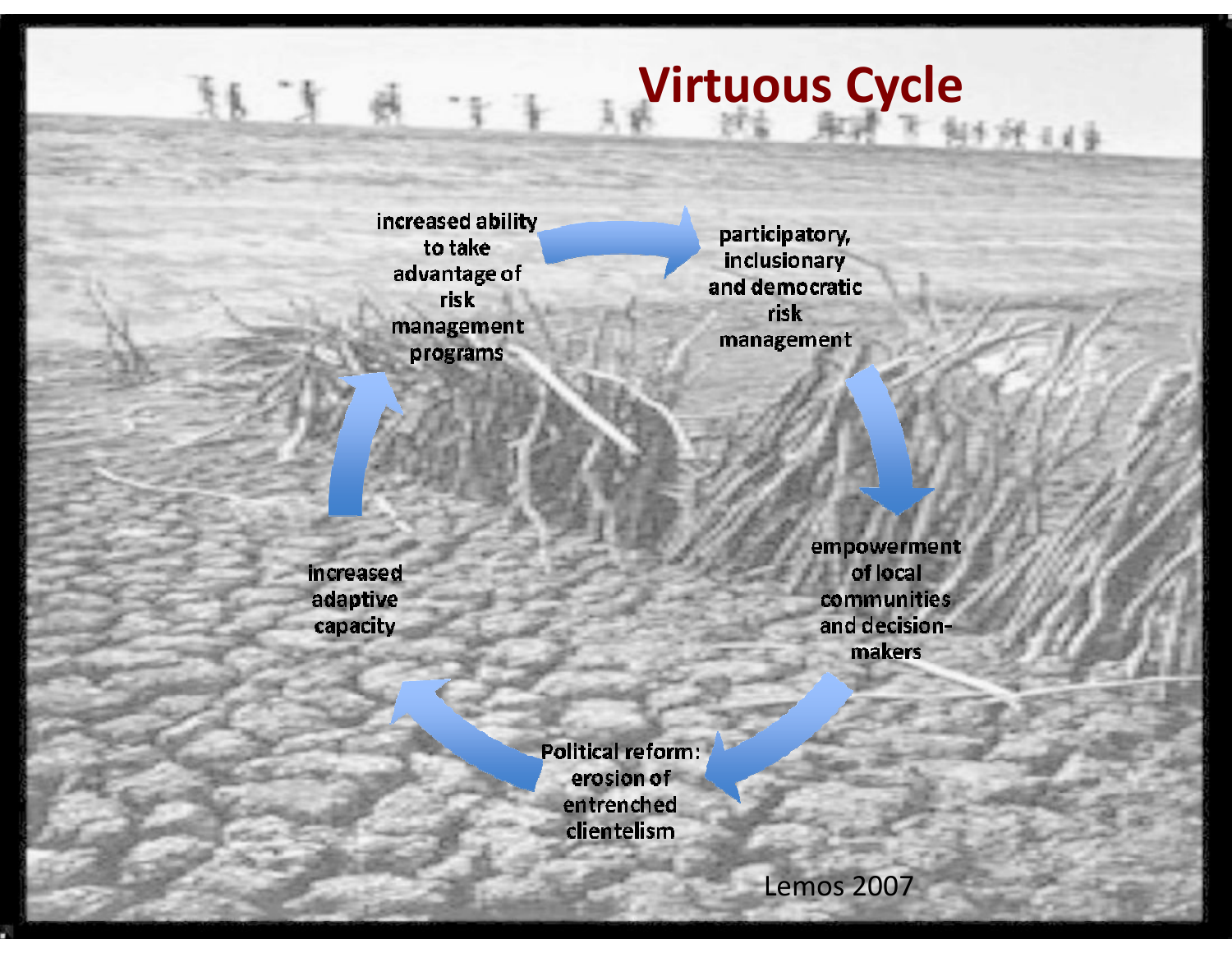# Virtuous Cycle

- participatory, inclusionary and democratic risk management
- empowerment of local communities and decision-makers
- Political reform: erosion of entrenched clientelism
- increased adaptive capacity
- increased ability to take advantage of risk management programs

Lemos 2007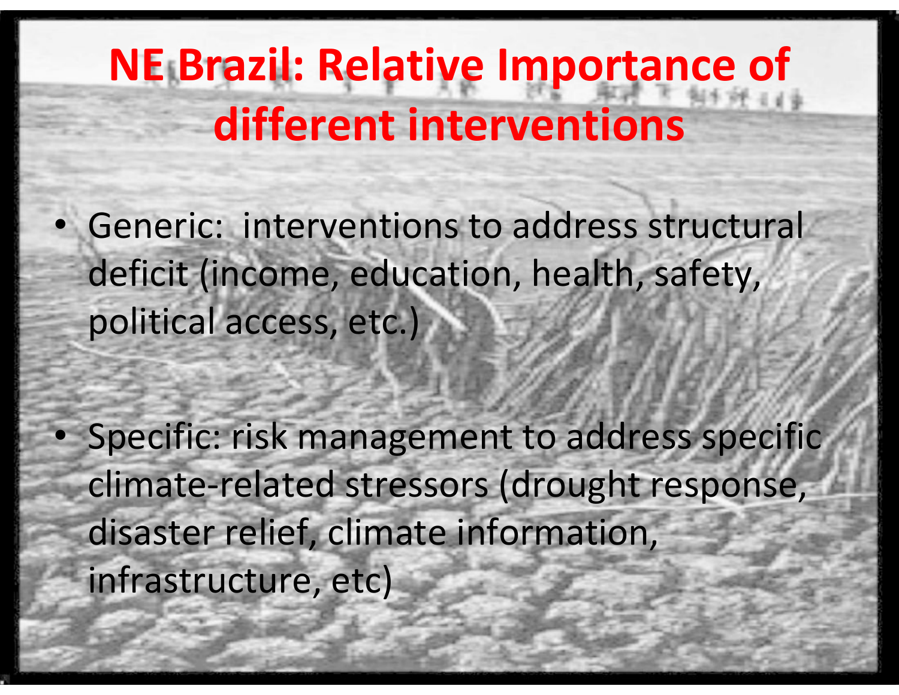# NE Brazil: Relative Importance of different interventions

- Generic: interventions to address structural deficit (income, education, health, safety, political access, etc.)
- Specific: risk management to address specific climate-related stressors (drought response, disaster relief, climate information, infrastructure, etc)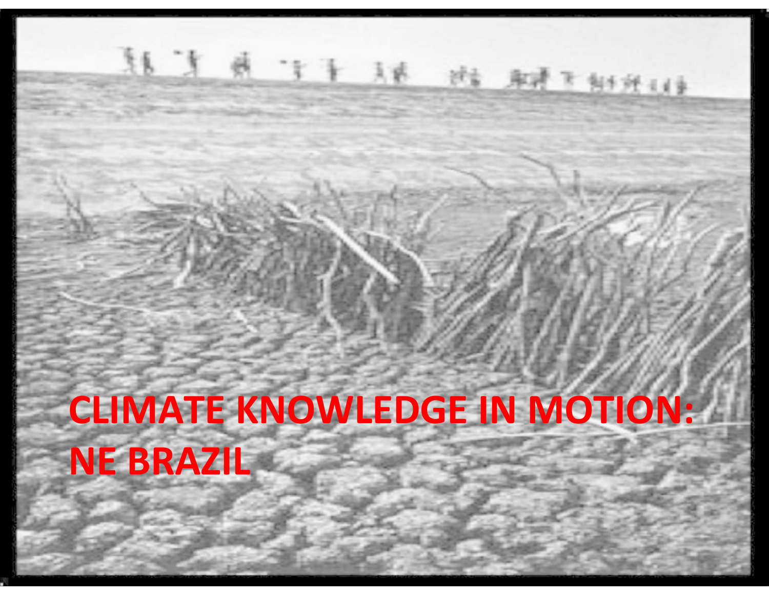# CLIMATE KNOWLEDGE IN MOTION: NE BRAZIL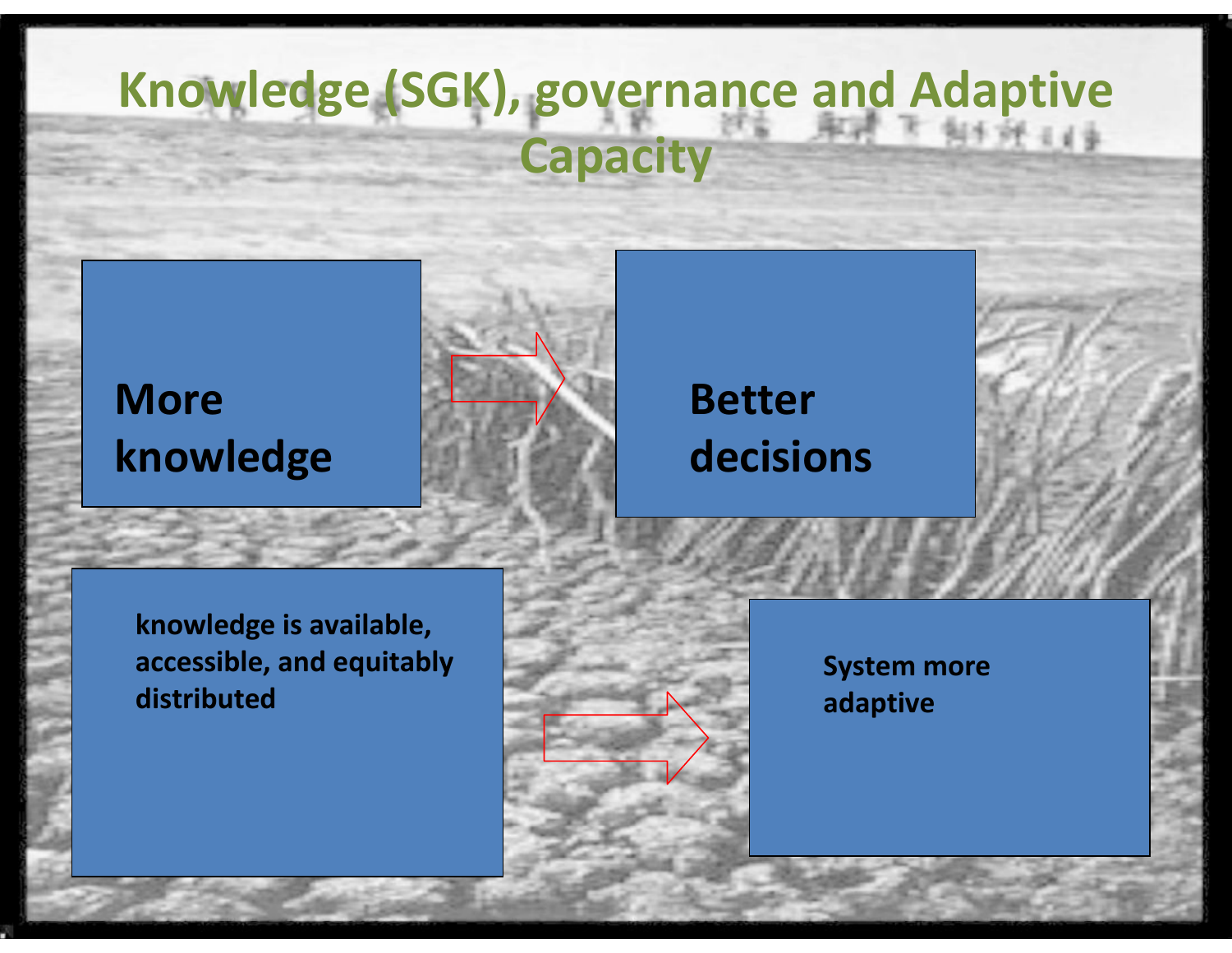# Knowledge (SGK), governance and Adaptive Capacity

**More knowledge** → **Better decisions**

**knowledge is available, accessible, and equitably distributed** → **System more adaptive**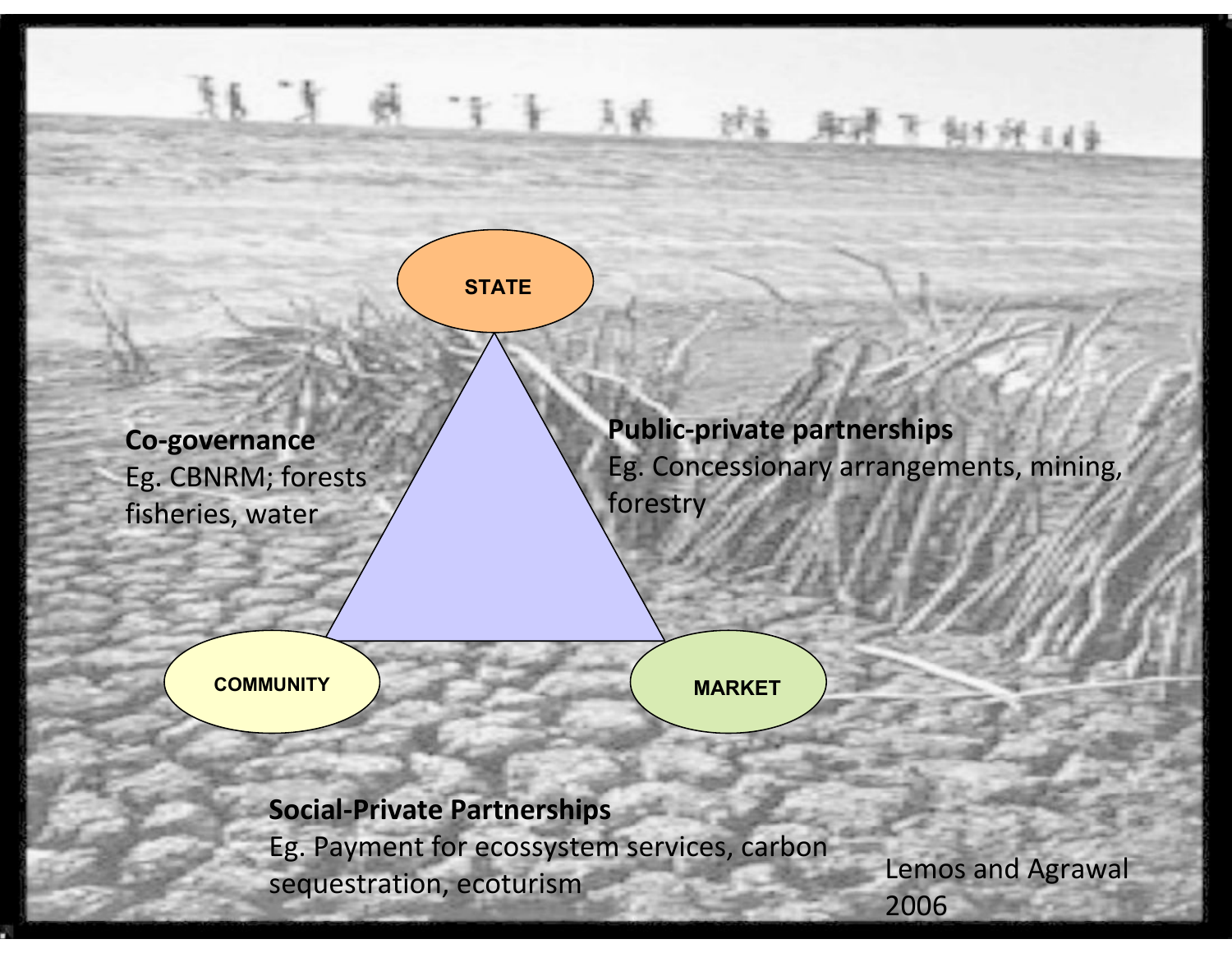STATE

COMMUNITY

MARKET

**Co-governance**
Eg. CBNRM; forests fisheries, water

**Public-private partnerships**
Eg. Concessionary arrangements, mining, forestry

**Social-Private Partnerships**
Eg. Payment for ecossystem services, carbon sequestration, ecoturism

Lemos and Agrawal 2006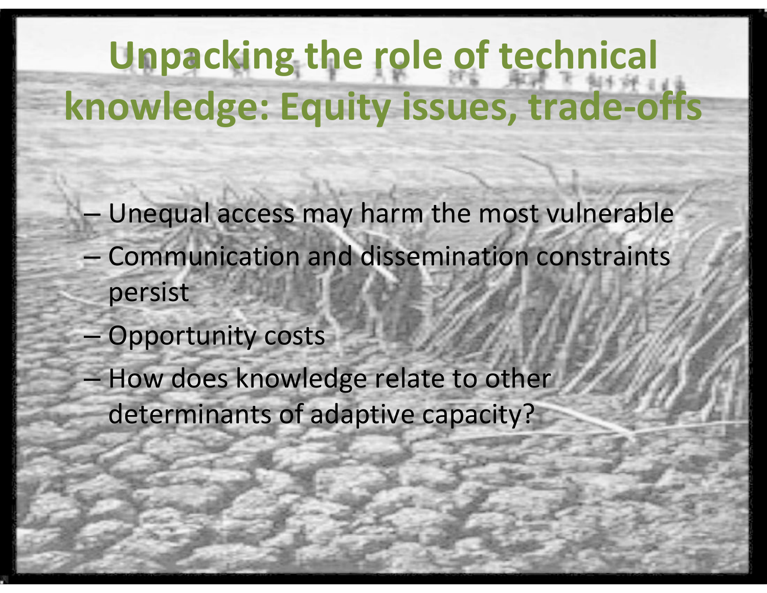# Unpacking the role of technical knowledge: Equity issues, trade-offs

- Unequal access may harm the most vulnerable
- Communication and dissemination constraints persist
- Opportunity costs
- How does knowledge relate to other determinants of adaptive capacity?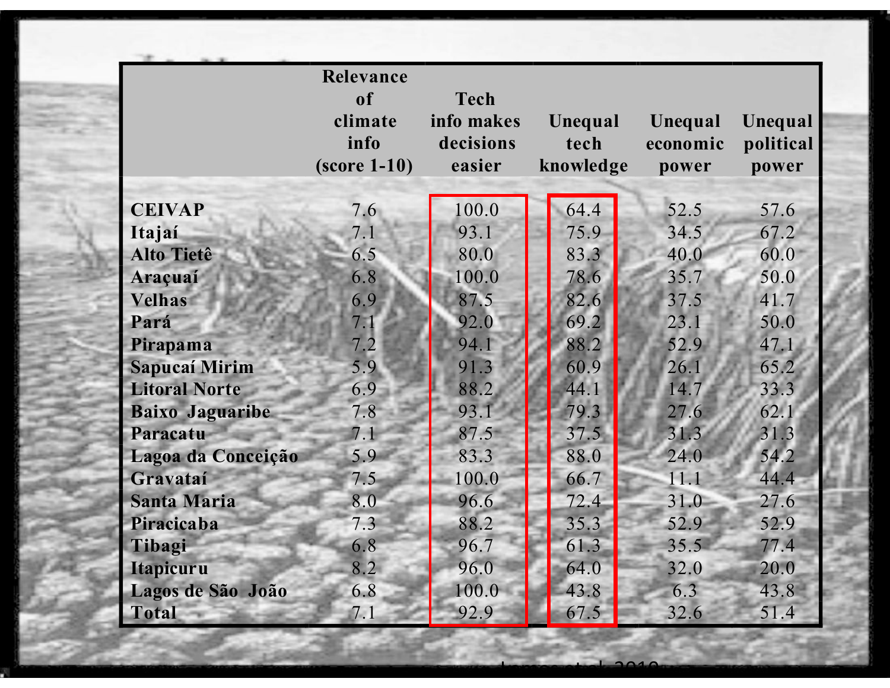| | Relevance of climate info (score 1-10) | Tech info makes decisions easier | Unequal tech knowledge | Unequal economic power | Unequal political power |
|---|---|---|---|---|---|
| **CEIVAP** | 7.6 | 100.0 | 64.4 | 52.5 | 57.6 |
| **Itajaí** | 7.1 | 93.1 | 75.9 | 34.5 | 67.2 |
| **Alto Tietê** | 6.5 | 80.0 | 83.3 | 40.0 | 60.0 |
| **Araçuaí** | 6.8 | 100.0 | 78.6 | 35.7 | 50.0 |
| **Velhas** | 6.9 | 87.5 | 82.6 | 37.5 | 41.7 |
| **Pará** | 7.1 | 92.0 | 69.2 | 23.1 | 50.0 |
| **Pirapama** | 7.2 | 94.1 | 88.2 | 52.9 | 47.1 |
| **Sapucaí Mirim** | 5.9 | 91.3 | 60.9 | 26.1 | 65.2 |
| **Litoral Norte** | 6.9 | 88.2 | 44.1 | 14.7 | 33.3 |
| **Baixo Jaguaribe** | 7.8 | 93.1 | 79.3 | 27.6 | 62.1 |
| **Paracatu** | 7.1 | 87.5 | 37.5 | 31.3 | 31.3 |
| **Lagoa da Conceição** | 5.9 | 83.3 | 88.0 | 24.0 | 54.2 |
| **Gravataí** | 7.5 | 100.0 | 66.7 | 11.1 | 44.4 |
| **Santa Maria** | 8.0 | 96.6 | 72.4 | 31.0 | 27.6 |
| **Piracicaba** | 7.3 | 88.2 | 35.3 | 52.9 | 52.9 |
| **Tibagi** | 6.8 | 96.7 | 61.3 | 35.5 | 77.4 |
| **Itapicuru** | 8.2 | 96.0 | 64.0 | 32.0 | 20.0 |
| **Lagos de São João** | 6.8 | 100.0 | 43.8 | 6.3 | 43.8 |
| **Total** | 7.1 | 92.9 | 67.5 | 32.6 | 51.4 |

Lemos et al. 2010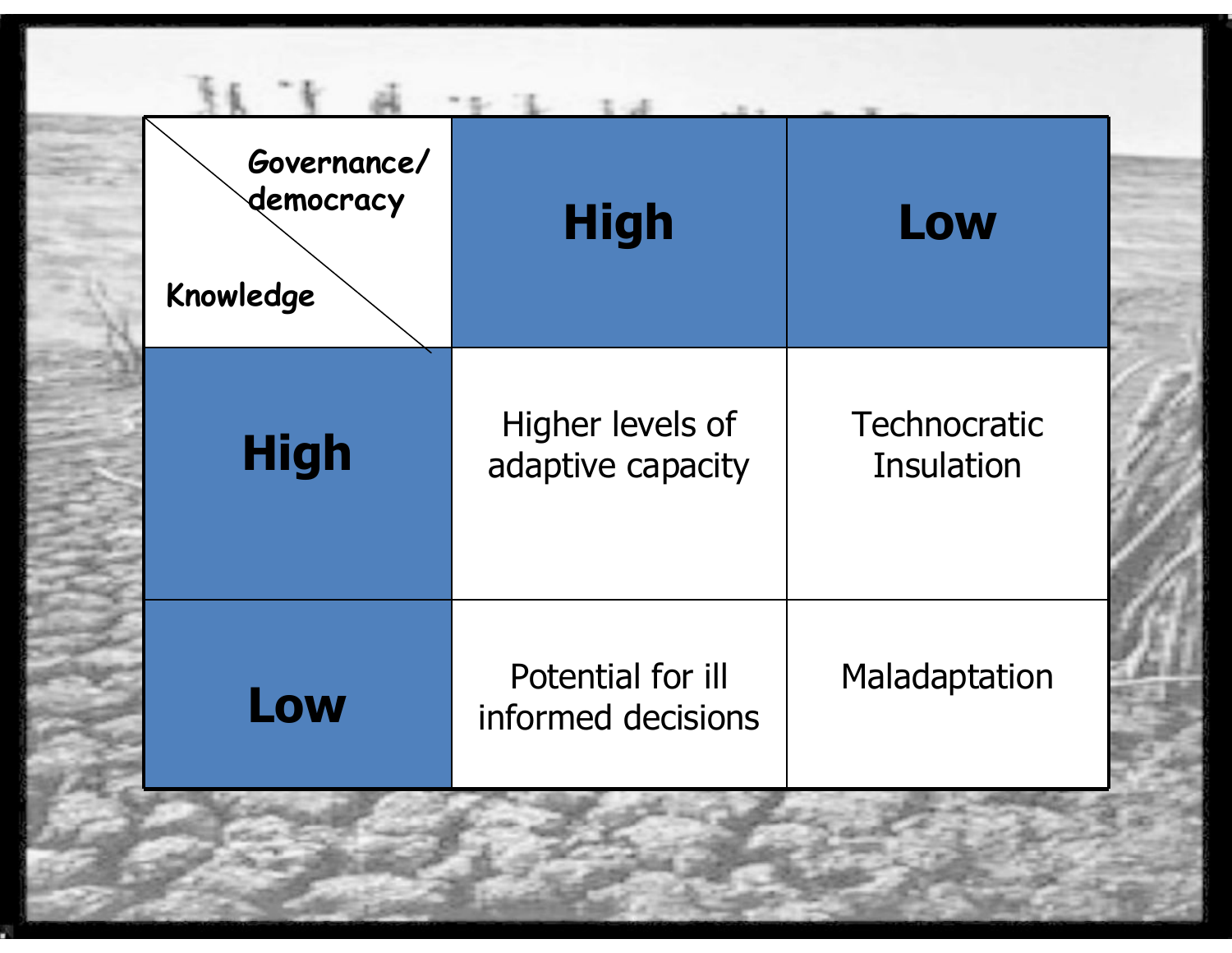| Governance/democracy → <br> Knowledge ↓ | High | Low |
| --- | --- | --- |
| **High** | Higher levels of adaptive capacity | Technocratic Insulation |
| **Low** | Potential for ill informed decisions | Maladaptation |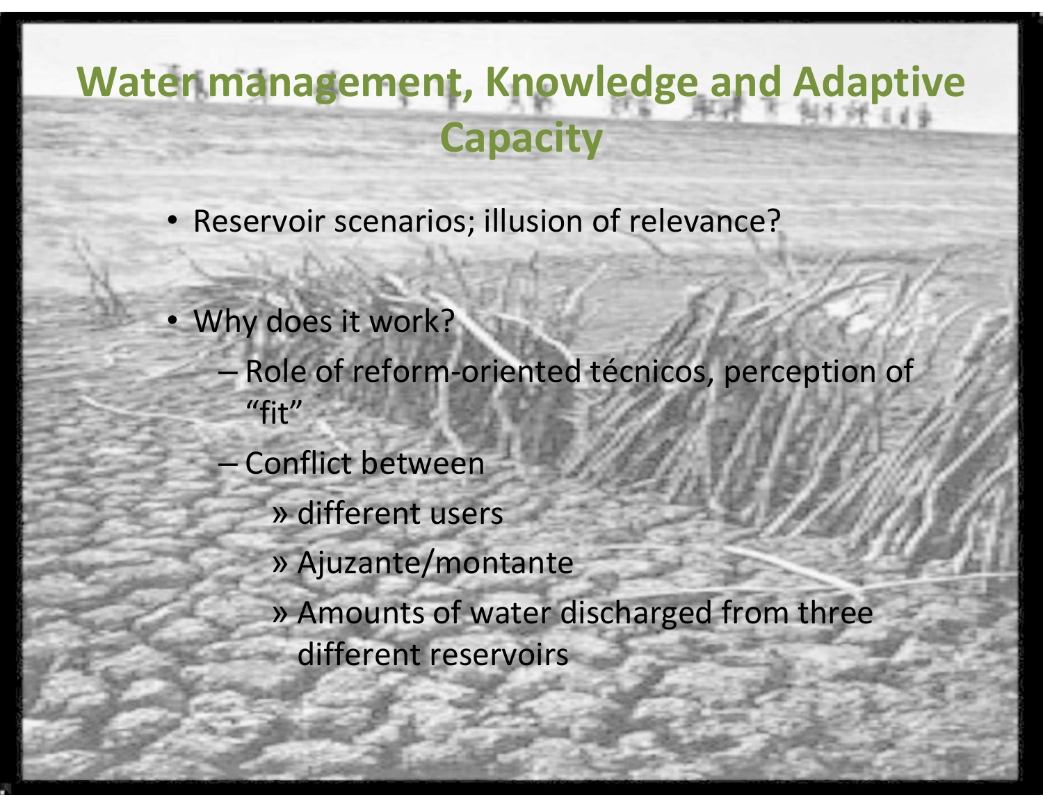# Water management, Knowledge and Adaptive Capacity

- Reservoir scenarios; illusion of relevance?
- Why does it work?
  - Role of reform-oriented técnicos, perception of "fit"
  - Conflict between
    - different users
    - Ajuzante/montante
    - Amounts of water discharged from three different reservoirs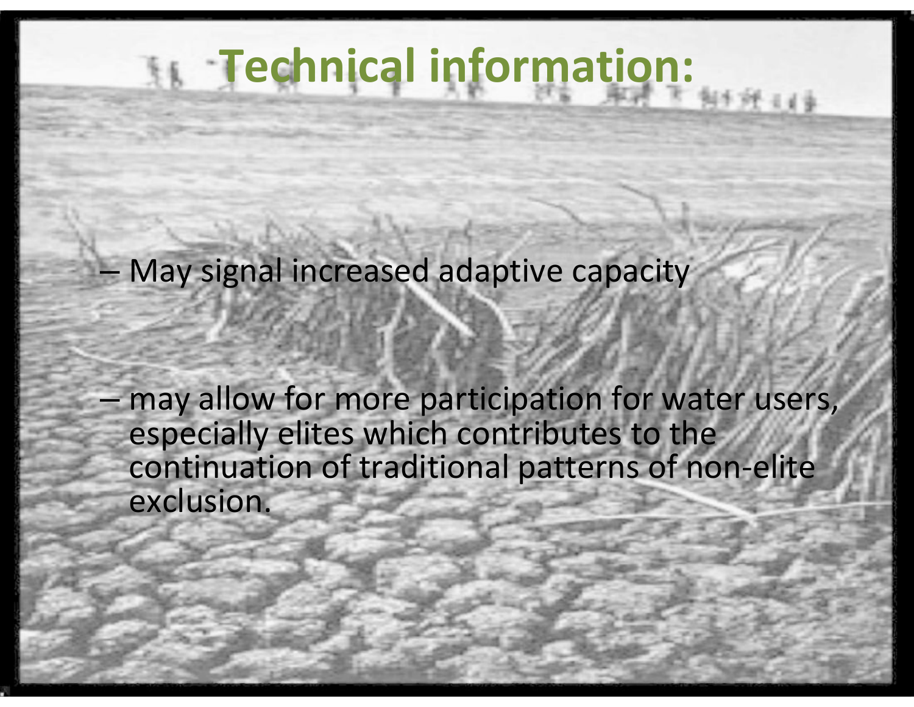# Technical information:

- May signal increased adaptive capacity
- may allow for more participation for water users, especially elites which contributes to the continuation of traditional patterns of non-elite exclusion.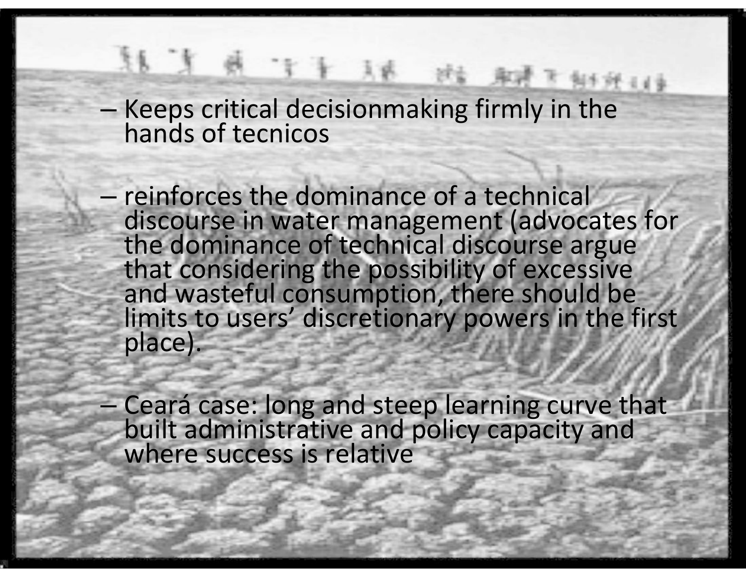- Keeps critical decisionmaking firmly in the hands of tecnicos

- reinforces the dominance of a technical discourse in water management (advocates for the dominance of technical discourse argue that considering the possibility of excessive and wasteful consumption, there should be limits to users' discretionary powers in the first place).

- Ceará case: long and steep learning curve that built administrative and policy capacity and where success is relative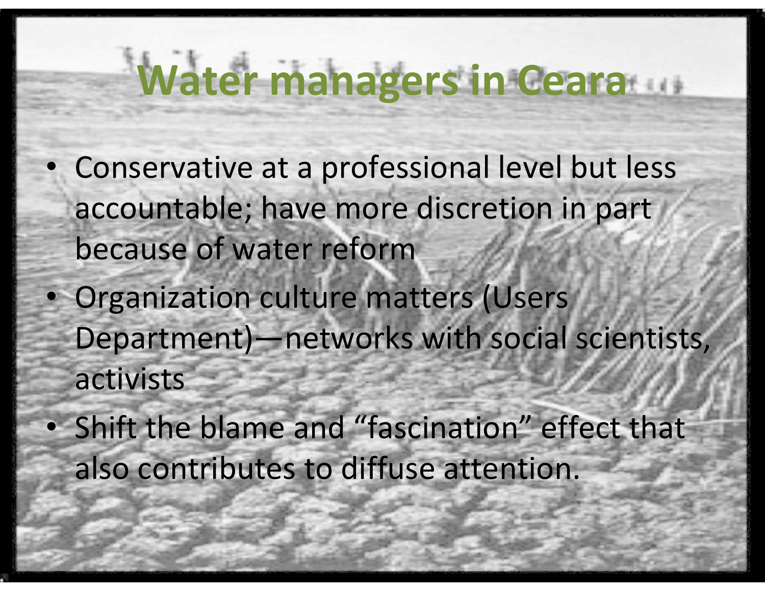# Water managers in Ceara

- Conservative at a professional level but less accountable; have more discretion in part because of water reform
- Organization culture matters (Users Department)—networks with social scientists, activists
- Shift the blame and "fascination" effect that also contributes to diffuse attention.